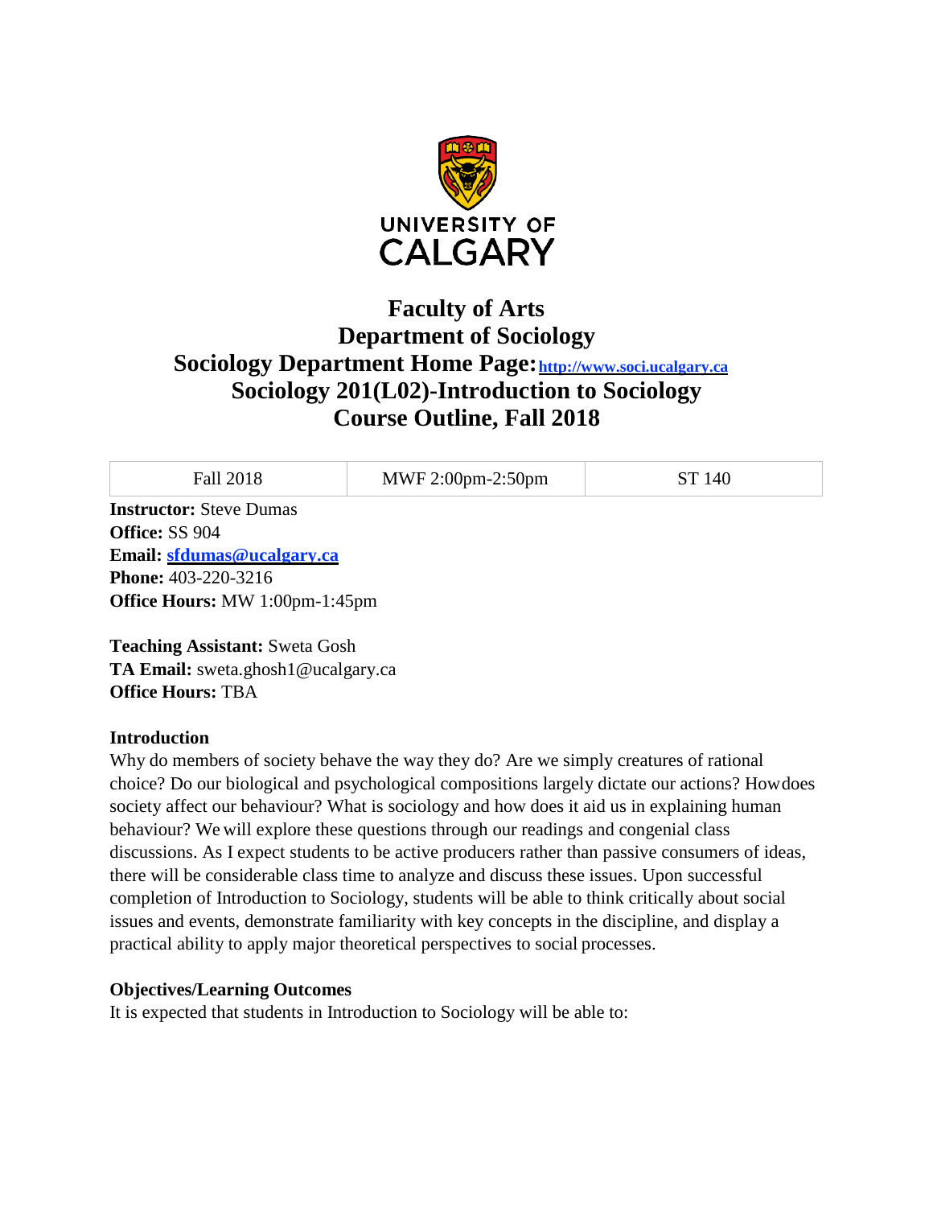UNIVERSITY OF CALGARY

# Faculty of Arts
## Department of Sociology
## Sociology Department Home Page: http://www.soci.ucalgary.ca
## Sociology 201(L02)-Introduction to Sociology
## Course Outline, Fall 2018

| | | |
|---|---|---|
| Fall 2018 | MWF 2:00pm-2:50pm | ST 140 |

**Instructor:** Steve Dumas
**Office:** SS 904
**Email: sfdumas@ucalgary.ca**
**Phone:** 403-220-3216
**Office Hours:** MW 1:00pm-1:45pm

**Teaching Assistant:** Sweta Gosh
**TA Email:** sweta.ghosh1@ucalgary.ca
**Office Hours:** TBA

### Introduction

Why do members of society behave the way they do? Are we simply creatures of rational choice? Do our biological and psychological compositions largely dictate our actions? How does society affect our behaviour? What is sociology and how does it aid us in explaining human behaviour? We will explore these questions through our readings and congenial class discussions. As I expect students to be active producers rather than passive consumers of ideas, there will be considerable class time to analyze and discuss these issues. Upon successful completion of Introduction to Sociology, students will be able to think critically about social issues and events, demonstrate familiarity with key concepts in the discipline, and display a practical ability to apply major theoretical perspectives to social processes.

### Objectives/Learning Outcomes

It is expected that students in Introduction to Sociology will be able to: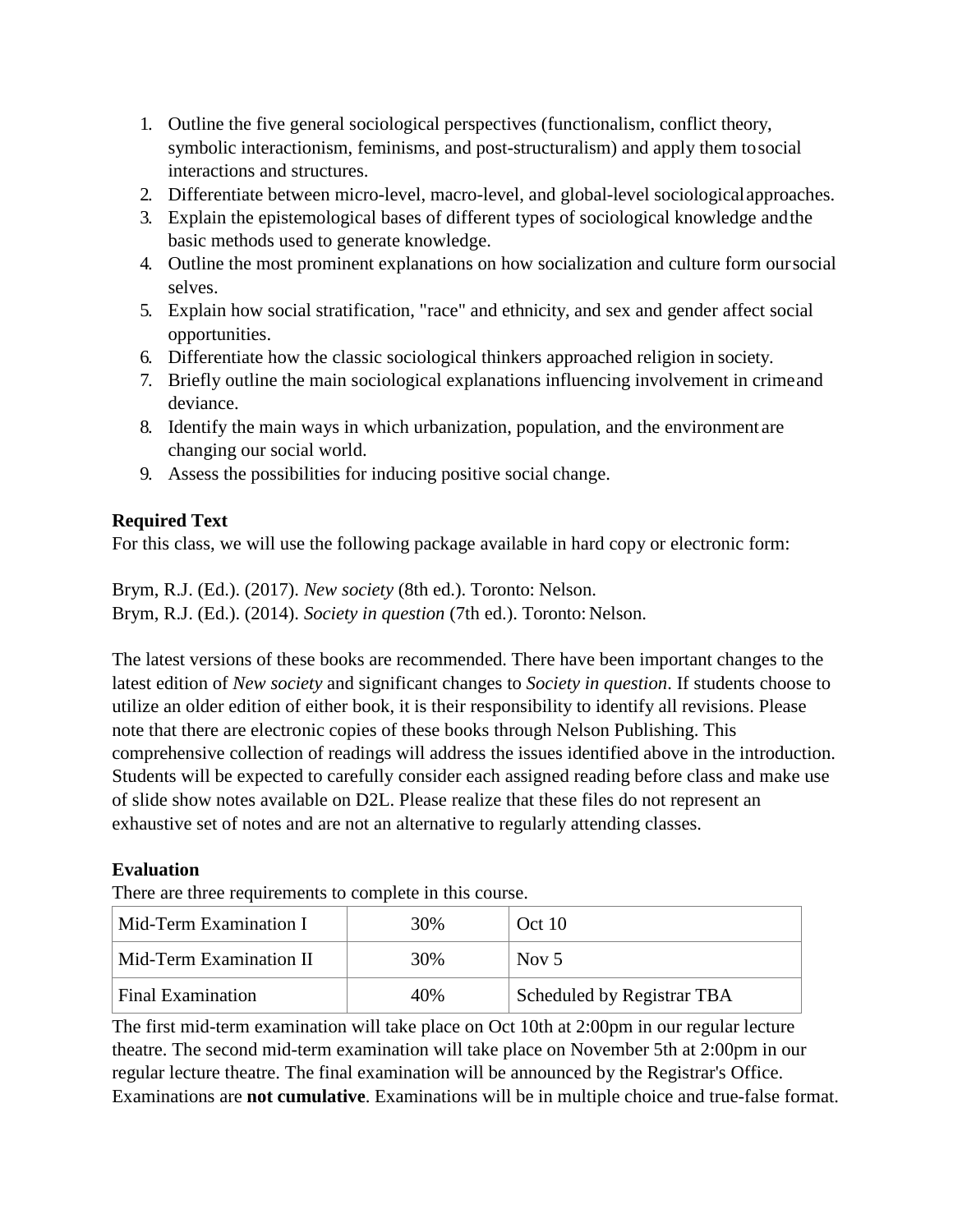1. Outline the five general sociological perspectives (functionalism, conflict theory, symbolic interactionism, feminisms, and post-structuralism) and apply them to social interactions and structures.
2. Differentiate between micro-level, macro-level, and global-level sociological approaches.
3. Explain the epistemological bases of different types of sociological knowledge and the basic methods used to generate knowledge.
4. Outline the most prominent explanations on how socialization and culture form our social selves.
5. Explain how social stratification, "race" and ethnicity, and sex and gender affect social opportunities.
6. Differentiate how the classic sociological thinkers approached religion in society.
7. Briefly outline the main sociological explanations influencing involvement in crime and deviance.
8. Identify the main ways in which urbanization, population, and the environment are changing our social world.
9. Assess the possibilities for inducing positive social change.

**Required Text**

For this class, we will use the following package available in hard copy or electronic form:

Brym, R.J. (Ed.). (2017). *New society* (8th ed.). Toronto: Nelson.
Brym, R.J. (Ed.). (2014). *Society in question* (7th ed.). Toronto: Nelson.

The latest versions of these books are recommended. There have been important changes to the latest edition of *New society* and significant changes to *Society in question*. If students choose to utilize an older edition of either book, it is their responsibility to identify all revisions. Please note that there are electronic copies of these books through Nelson Publishing. This comprehensive collection of readings will address the issues identified above in the introduction. Students will be expected to carefully consider each assigned reading before class and make use of slide show notes available on D2L. Please realize that these files do not represent an exhaustive set of notes and are not an alternative to regularly attending classes.

**Evaluation**

There are three requirements to complete in this course.

| | | |
|---|---|---|
| Mid-Term Examination I | 30% | Oct 10 |
| Mid-Term Examination II | 30% | Nov 5 |
| Final Examination | 40% | Scheduled by Registrar TBA |

The first mid-term examination will take place on Oct 10th at 2:00pm in our regular lecture theatre. The second mid-term examination will take place on November 5th at 2:00pm in our regular lecture theatre. The final examination will be announced by the Registrar's Office. Examinations are **not cumulative**. Examinations will be in multiple choice and true-false format.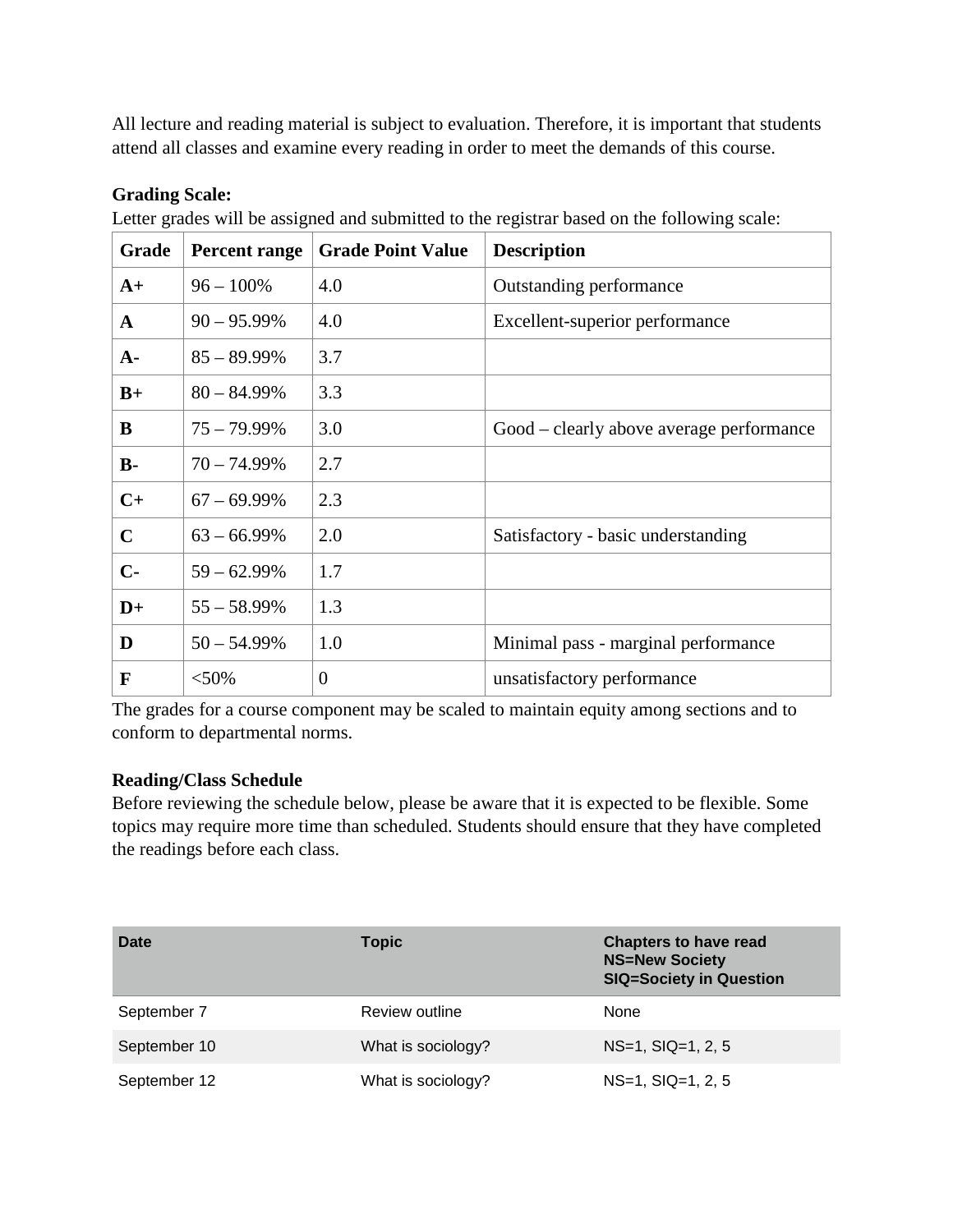All lecture and reading material is subject to evaluation. Therefore, it is important that students attend all classes and examine every reading in order to meet the demands of this course.

**Grading Scale:**

Letter grades will be assigned and submitted to the registrar based on the following scale:

| Grade | Percent range | Grade Point Value | Description |
|---|---|---|---|
| **A+** | 96 – 100% | 4.0 | Outstanding performance |
| **A** | 90 – 95.99% | 4.0 | Excellent-superior performance |
| **A-** | 85 – 89.99% | 3.7 | |
| **B+** | 80 – 84.99% | 3.3 | |
| **B** | 75 – 79.99% | 3.0 | Good – clearly above average performance |
| **B-** | 70 – 74.99% | 2.7 | |
| **C+** | 67 – 69.99% | 2.3 | |
| **C** | 63 – 66.99% | 2.0 | Satisfactory - basic understanding |
| **C-** | 59 – 62.99% | 1.7 | |
| **D+** | 55 – 58.99% | 1.3 | |
| **D** | 50 – 54.99% | 1.0 | Minimal pass - marginal performance |
| **F** | <50% | 0 | unsatisfactory performance |

The grades for a course component may be scaled to maintain equity among sections and to conform to departmental norms.

**Reading/Class Schedule**

Before reviewing the schedule below, please be aware that it is expected to be flexible. Some topics may require more time than scheduled. Students should ensure that they have completed the readings before each class.

| Date | Topic | Chapters to have read<br>NS=New Society<br>SIQ=Society in Question |
|---|---|---|
| September 7 | Review outline | None |
| September 10 | What is sociology? | NS=1, SIQ=1, 2, 5 |
| September 12 | What is sociology? | NS=1, SIQ=1, 2, 5 |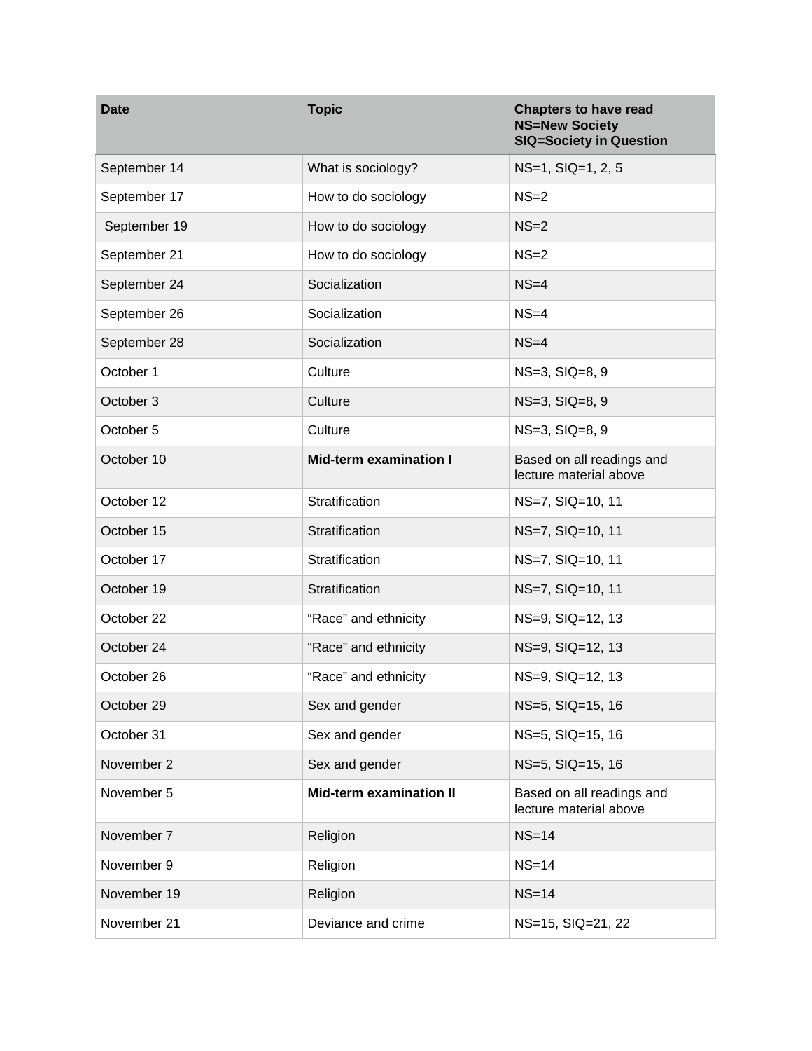| Date | Topic | Chapters to have read<br>NS=New Society<br>SIQ=Society in Question |
|---|---|---|
| September 14 | What is sociology? | NS=1, SIQ=1, 2, 5 |
| September 17 | How to do sociology | NS=2 |
| September 19 | How to do sociology | NS=2 |
| September 21 | How to do sociology | NS=2 |
| September 24 | Socialization | NS=4 |
| September 26 | Socialization | NS=4 |
| September 28 | Socialization | NS=4 |
| October 1 | Culture | NS=3, SIQ=8, 9 |
| October 3 | Culture | NS=3, SIQ=8, 9 |
| October 5 | Culture | NS=3, SIQ=8, 9 |
| October 10 | **Mid-term examination I** | Based on all readings and lecture material above |
| October 12 | Stratification | NS=7, SIQ=10, 11 |
| October 15 | Stratification | NS=7, SIQ=10, 11 |
| October 17 | Stratification | NS=7, SIQ=10, 11 |
| October 19 | Stratification | NS=7, SIQ=10, 11 |
| October 22 | "Race" and ethnicity | NS=9, SIQ=12, 13 |
| October 24 | "Race" and ethnicity | NS=9, SIQ=12, 13 |
| October 26 | "Race" and ethnicity | NS=9, SIQ=12, 13 |
| October 29 | Sex and gender | NS=5, SIQ=15, 16 |
| October 31 | Sex and gender | NS=5, SIQ=15, 16 |
| November 2 | Sex and gender | NS=5, SIQ=15, 16 |
| November 5 | **Mid-term examination II** | Based on all readings and lecture material above |
| November 7 | Religion | NS=14 |
| November 9 | Religion | NS=14 |
| November 19 | Religion | NS=14 |
| November 21 | Deviance and crime | NS=15, SIQ=21, 22 |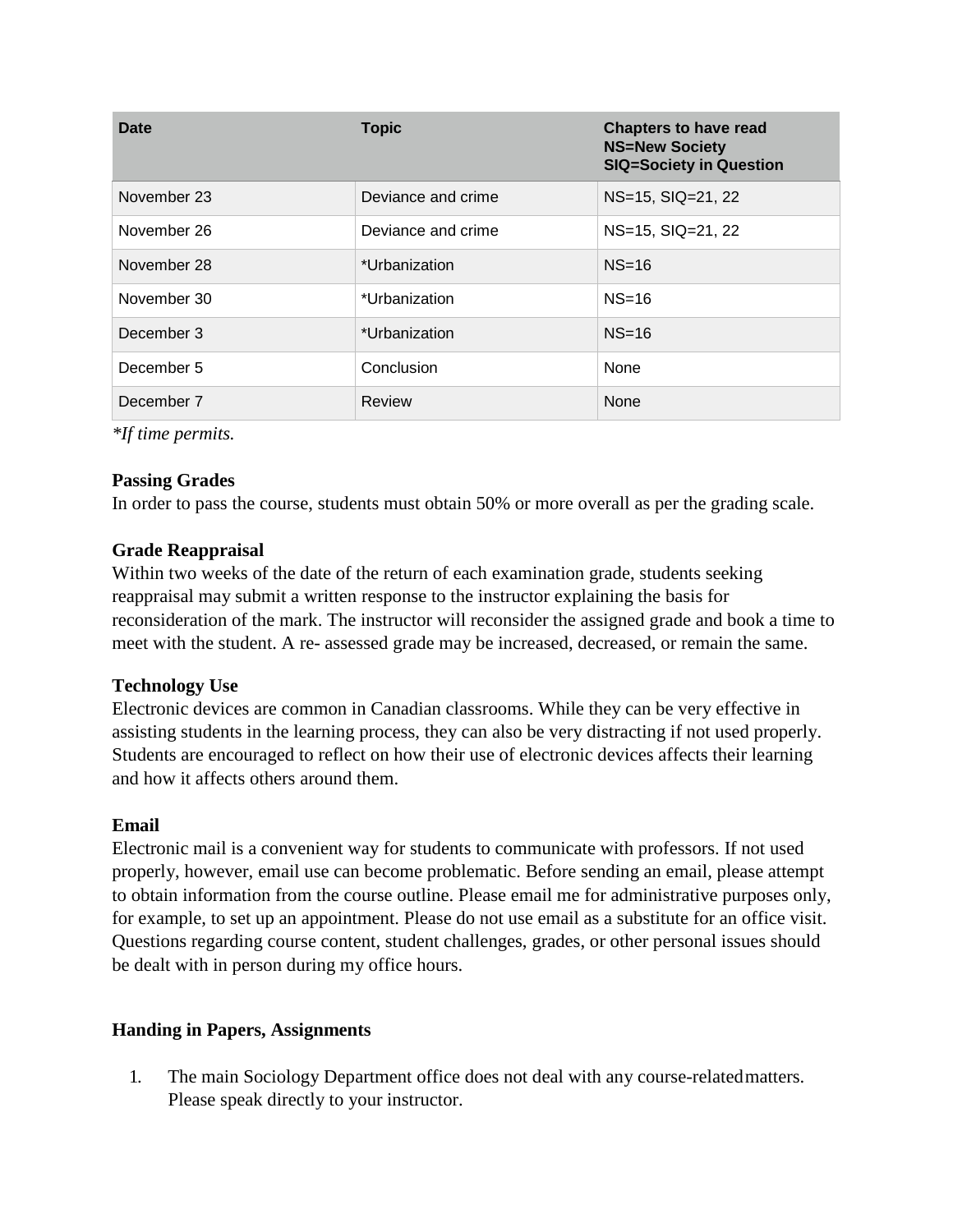| Date | Topic | Chapters to have read<br>NS=New Society<br>SIQ=Society in Question |
|---|---|---|
| November 23 | Deviance and crime | NS=15, SIQ=21, 22 |
| November 26 | Deviance and crime | NS=15, SIQ=21, 22 |
| November 28 | *Urbanization | NS=16 |
| November 30 | *Urbanization | NS=16 |
| December 3 | *Urbanization | NS=16 |
| December 5 | Conclusion | None |
| December 7 | Review | None |

*\*If time permits.*

**Passing Grades**

In order to pass the course, students must obtain 50% or more overall as per the grading scale.

**Grade Reappraisal**

Within two weeks of the date of the return of each examination grade, students seeking reappraisal may submit a written response to the instructor explaining the basis for reconsideration of the mark. The instructor will reconsider the assigned grade and book a time to meet with the student. A re- assessed grade may be increased, decreased, or remain the same.

**Technology Use**

Electronic devices are common in Canadian classrooms. While they can be very effective in assisting students in the learning process, they can also be very distracting if not used properly. Students are encouraged to reflect on how their use of electronic devices affects their learning and how it affects others around them.

**Email**

Electronic mail is a convenient way for students to communicate with professors. If not used properly, however, email use can become problematic. Before sending an email, please attempt to obtain information from the course outline. Please email me for administrative purposes only, for example, to set up an appointment. Please do not use email as a substitute for an office visit. Questions regarding course content, student challenges, grades, or other personal issues should be dealt with in person during my office hours.

**Handing in Papers, Assignments**

1. The main Sociology Department office does not deal with any course-related matters. Please speak directly to your instructor.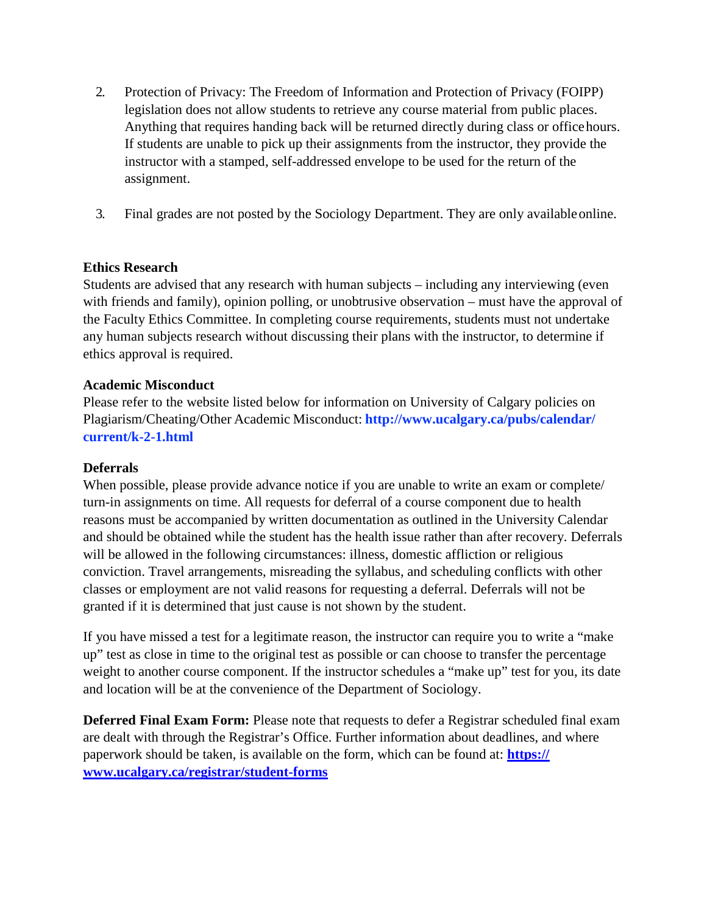2. Protection of Privacy: The Freedom of Information and Protection of Privacy (FOIPP) legislation does not allow students to retrieve any course material from public places. Anything that requires handing back will be returned directly during class or office hours. If students are unable to pick up their assignments from the instructor, they provide the instructor with a stamped, self-addressed envelope to be used for the return of the assignment.

3. Final grades are not posted by the Sociology Department. They are only available online.

**Ethics Research**

Students are advised that any research with human subjects – including any interviewing (even with friends and family), opinion polling, or unobtrusive observation – must have the approval of the Faculty Ethics Committee. In completing course requirements, students must not undertake any human subjects research without discussing their plans with the instructor, to determine if ethics approval is required.

**Academic Misconduct**

Please refer to the website listed below for information on University of Calgary policies on Plagiarism/Cheating/Other Academic Misconduct: **http://www.ucalgary.ca/pubs/calendar/current/k-2-1.html**

**Deferrals**

When possible, please provide advance notice if you are unable to write an exam or complete/ turn-in assignments on time. All requests for deferral of a course component due to health reasons must be accompanied by written documentation as outlined in the University Calendar and should be obtained while the student has the health issue rather than after recovery. Deferrals will be allowed in the following circumstances: illness, domestic affliction or religious conviction. Travel arrangements, misreading the syllabus, and scheduling conflicts with other classes or employment are not valid reasons for requesting a deferral. Deferrals will not be granted if it is determined that just cause is not shown by the student.

If you have missed a test for a legitimate reason, the instructor can require you to write a "make up" test as close in time to the original test as possible or can choose to transfer the percentage weight to another course component. If the instructor schedules a "make up" test for you, its date and location will be at the convenience of the Department of Sociology.

**Deferred Final Exam Form:** Please note that requests to defer a Registrar scheduled final exam are dealt with through the Registrar's Office. Further information about deadlines, and where paperwork should be taken, is available on the form, which can be found at: **https://www.ucalgary.ca/registrar/student-forms**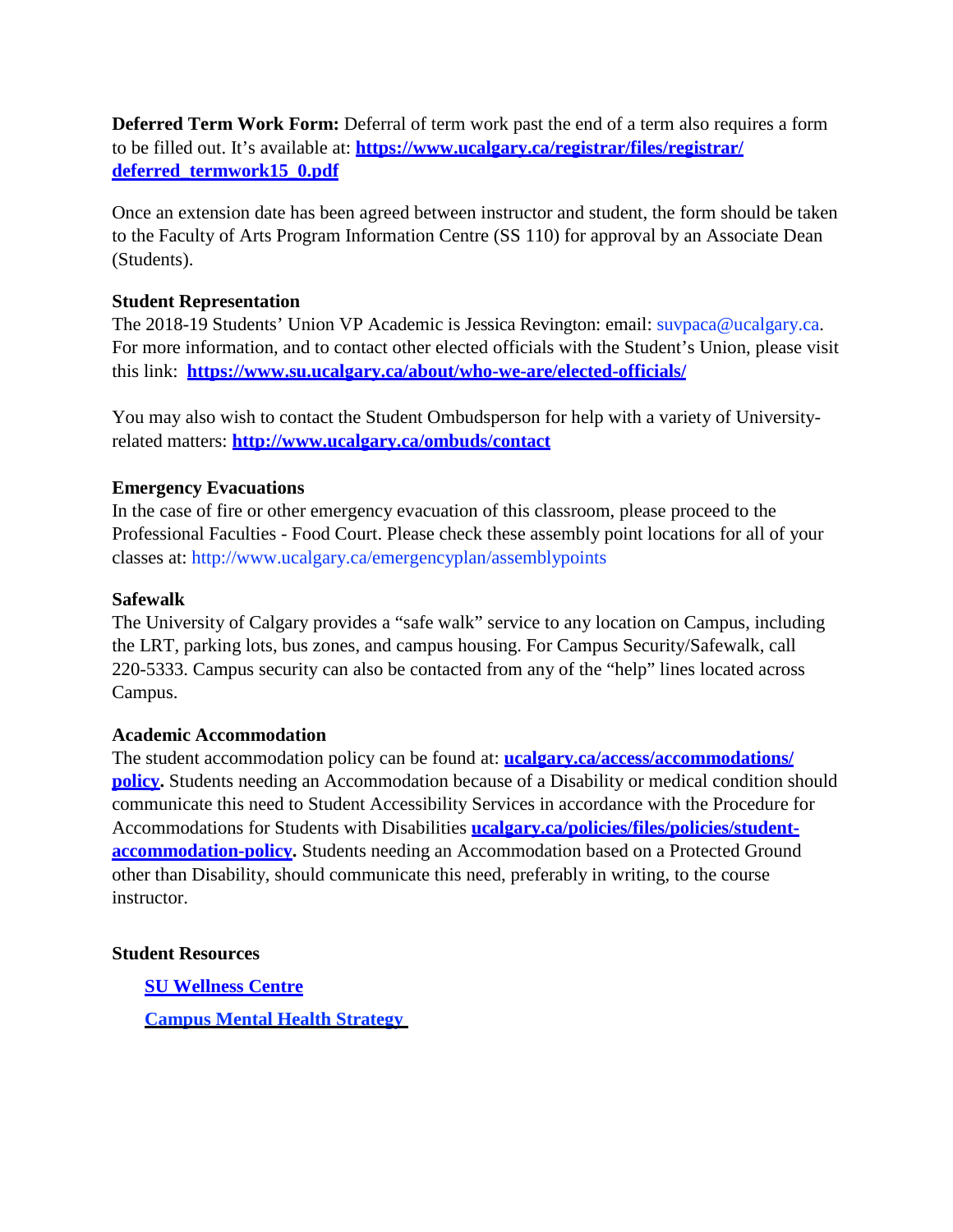**Deferred Term Work Form:** Deferral of term work past the end of a term also requires a form to be filled out. It's available at: **https://www.ucalgary.ca/registrar/files/registrar/deferred_termwork15_0.pdf**

Once an extension date has been agreed between instructor and student, the form should be taken to the Faculty of Arts Program Information Centre (SS 110) for approval by an Associate Dean (Students).

**Student Representation**

The 2018-19 Students' Union VP Academic is Jessica Revington: email: suvpaca@ucalgary.ca. For more information, and to contact other elected officials with the Student's Union, please visit this link: **https://www.su.ucalgary.ca/about/who-we-are/elected-officials/**

You may also wish to contact the Student Ombudsperson for help with a variety of University-related matters: **http://www.ucalgary.ca/ombuds/contact**

**Emergency Evacuations**

In the case of fire or other emergency evacuation of this classroom, please proceed to the Professional Faculties - Food Court. Please check these assembly point locations for all of your classes at: http://www.ucalgary.ca/emergencyplan/assemblypoints

**Safewalk**

The University of Calgary provides a "safe walk" service to any location on Campus, including the LRT, parking lots, bus zones, and campus housing. For Campus Security/Safewalk, call 220-5333. Campus security can also be contacted from any of the "help" lines located across Campus.

**Academic Accommodation**

The student accommodation policy can be found at: **ucalgary.ca/access/accommodations/policy.** Students needing an Accommodation because of a Disability or medical condition should communicate this need to Student Accessibility Services in accordance with the Procedure for Accommodations for Students with Disabilities **ucalgary.ca/policies/files/policies/student-accommodation-policy.** Students needing an Accommodation based on a Protected Ground other than Disability, should communicate this need, preferably in writing, to the course instructor.

**Student Resources**

- **SU Wellness Centre**
- **Campus Mental Health Strategy**